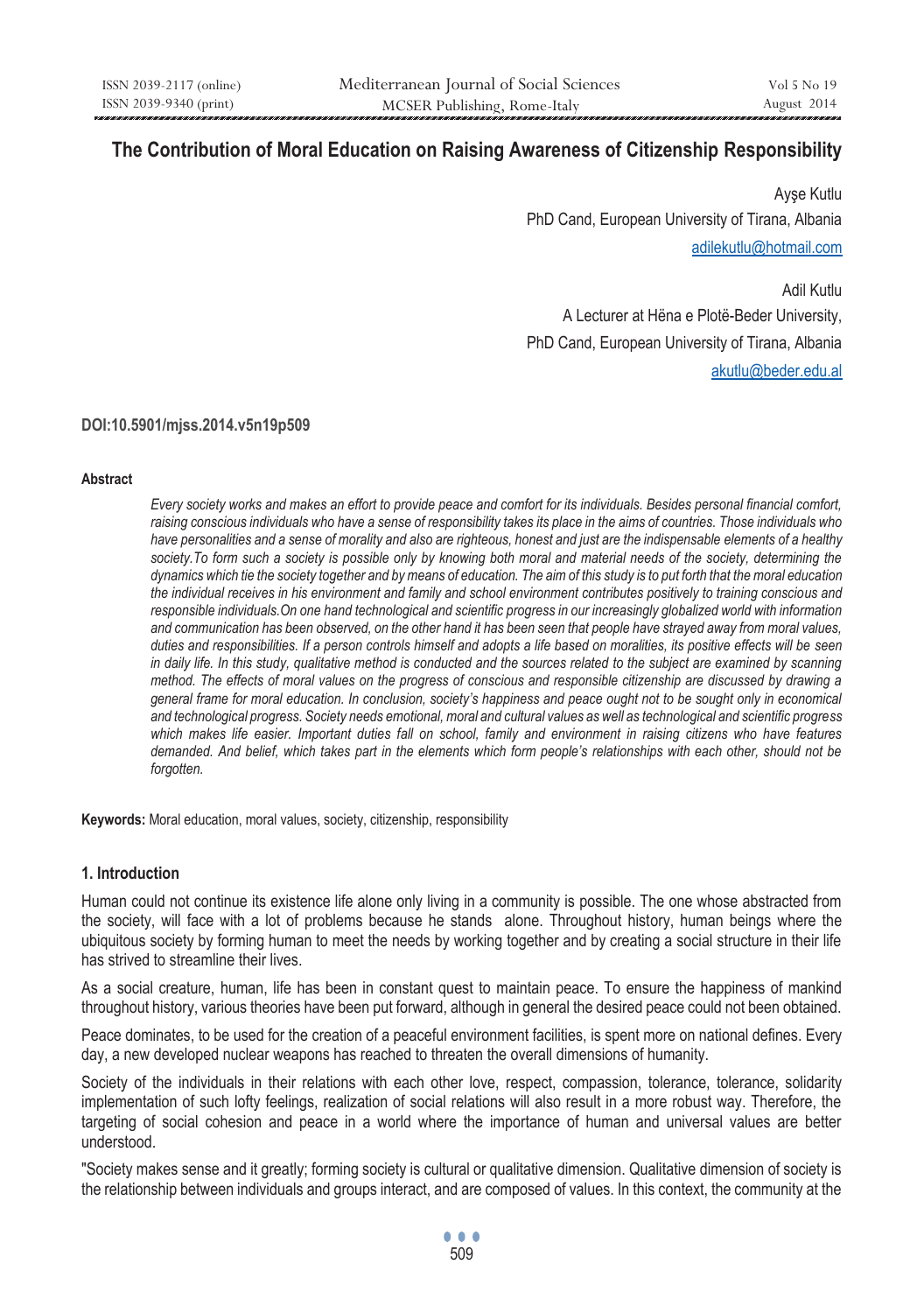# The Contribution of Moral Education on Raising Awareness of Citizenship Responsibility

Ayşe Kutlu

PhD Cand, European University of Tirana, Albania

adilekutlu@hotmail.com

Adil Kutlu

A Lecturer at Hëna e Plotë-Beder University,

PhD Cand, European University of Tirana, Albania

akutlu@beder.edu.al

**DOI:10.5901/mjss.2014.v5n19p509**

#### Abstract

*Every society works and makes an effort to provide peace and comfort for its individuals. Besides personal financial comfort, raising conscious individuals who have a sense of responsibility takes its place in the aims of countries. Those individuals who have personalities and a sense of morality and also are righteous, honest and just are the indispensable elements of a healthy society.To form such a society is possible only by knowing both moral and material needs of the society, determining the dynamics which tie the society together and by means of education. The aim of this study is to put forth that the moral education the individual receives in his environment and family and school environment contributes positively to training conscious and responsible individuals.On one hand technological and scientific progress in our increasingly globalized world with information and communication has been observed, on the other hand it has been seen that people have strayed away from moral values, duties and responsibilities. If a person controls himself and adopts a life based on moralities, its positive effects will be seen in daily life. In this study, qualitative method is conducted and the sources related to the subject are examined by scanning method. The effects of moral values on the progress of conscious and responsible citizenship are discussed by drawing a general frame for moral education. In conclusion, society's happiness and peace ought not to be sought only in economical and technological progress. Society needs emotional, moral and cultural values as well as technological and scientific progress which makes life easier. Important duties fall on school, family and environment in raising citizens who have features demanded. And belief, which takes part in the elements which form people's relationships with each other, should not be forgotten.*

**Keywords:** Moral education, moral values, society, citizenship, responsibility

## 1. Introduction

Human could not continue its existence life alone only living in a community is possible. The one whose abstracted from the society, will face with a lot of problems because he stands alone. Throughout history, human beings where the ubiquitous society by forming human to meet the needs by working together and by creating a social structure in their life has strived to streamline their lives.

As a social creature, human, life has been in constant quest to maintain peace. To ensure the happiness of mankind throughout history, various theories have been put forward, although in general the desired peace could not been obtained.

Peace dominates, to be used for the creation of a peaceful environment facilities, is spent more on national defines. Every day, a new developed nuclear weapons has reached to threaten the overall dimensions of humanity.

Society of the individuals in their relations with each other love, respect, compassion, tolerance, tolerance, solidarity implementation of such lofty feelings, realization of social relations will also result in a more robust way. Therefore, the targeting of social cohesion and peace in a world where the importance of human and universal values are better understood.

"Society makes sense and it greatly; forming society is cultural or qualitative dimension. Qualitative dimension of society is the relationship between individuals and groups interact, and are composed of values. In this context, the community at the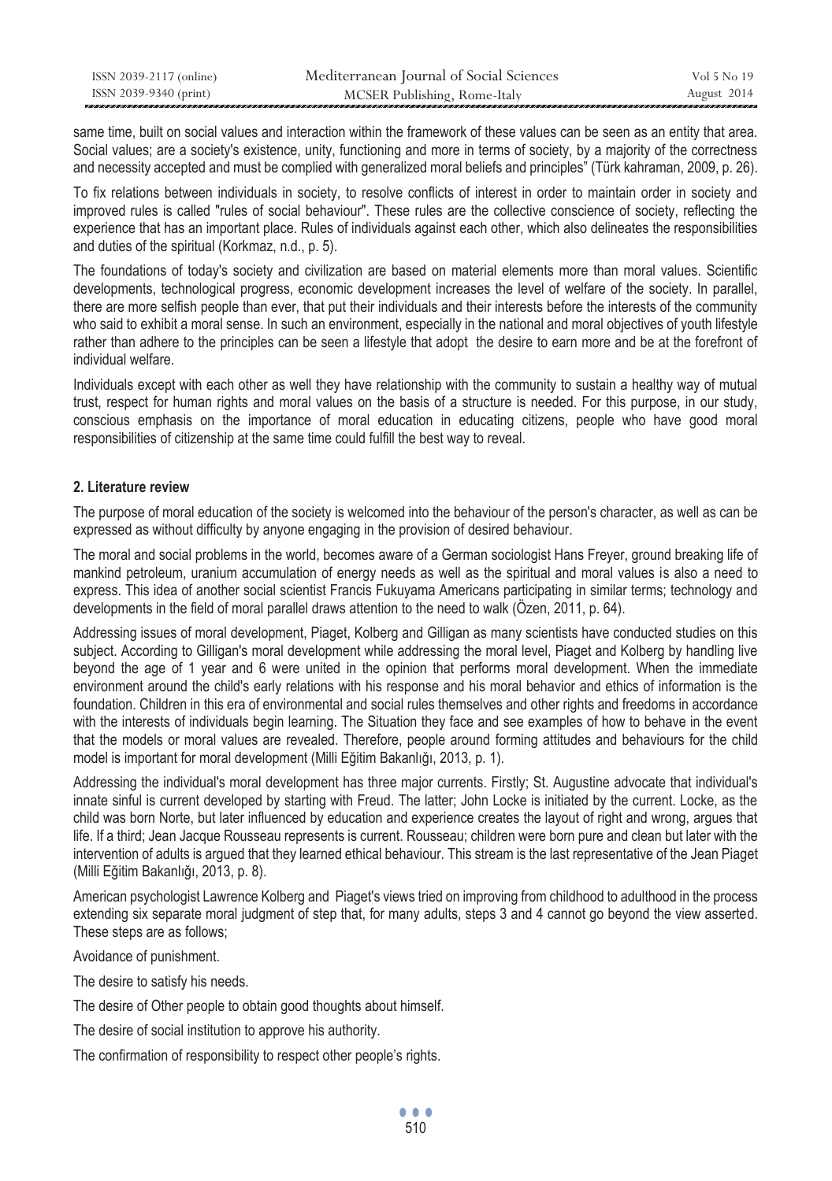same time, built on social values and interaction within the framework of these values can be seen as an entity that area. Social values; are a society's existence, unity, functioning and more in terms of society, by a majority of the correctness and necessity accepted and must be complied with generalized moral beliefs and principles" (Türk kahraman, 2009, p. 26).

To fix relations between individuals in society, to resolve conflicts of interest in order to maintain order in society and improved rules is called "rules of social behaviour". These rules are the collective conscience of society, reflecting the experience that has an important place. Rules of individuals against each other, which also delineates the responsibilities and duties of the spiritual (Korkmaz, n.d., p. 5).

The foundations of today's society and civilization are based on material elements more than moral values. Scientific developments, technological progress, economic development increases the level of welfare of the society. In parallel, there are more selfish people than ever, that put their individuals and their interests before the interests of the community who said to exhibit a moral sense. In such an environment, especially in the national and moral objectives of youth lifestyle rather than adhere to the principles can be seen a lifestyle that adopt the desire to earn more and be at the forefront of individual welfare.

Individuals except with each other as well they have relationship with the community to sustain a healthy way of mutual trust, respect for human rights and moral values on the basis of a structure is needed. For this purpose, in our study, conscious emphasis on the importance of moral education in educating citizens, people who have good moral responsibilities of citizenship at the same time could fulfill the best way to reveal.

## 2. Literature review

The purpose of moral education of the society is welcomed into the behaviour of the person's character, as well as can be expressed as without difficulty by anyone engaging in the provision of desired behaviour.

The moral and social problems in the world, becomes aware of a German sociologist Hans Freyer, ground breaking life of mankind petroleum, uranium accumulation of energy needs as well as the spiritual and moral values is also a need to express. This idea of another social scientist Francis Fukuyama Americans participating in similar terms; technology and developments in the field of moral parallel draws attention to the need to walk (Özen, 2011, p. 64).

Addressing issues of moral development, Piaget, Kolberg and Gilligan as many scientists have conducted studies on this subject. According to Gilligan's moral development while addressing the moral level, Piaget and Kolberg by handling live beyond the age of 1 year and 6 were united in the opinion that performs moral development. When the immediate environment around the child's early relations with his response and his moral behavior and ethics of information is the foundation. Children in this era of environmental and social rules themselves and other rights and freedoms in accordance with the interests of individuals begin learning. The Situation they face and see examples of how to behave in the event that the models or moral values are revealed. Therefore, people around forming attitudes and behaviours for the child model is important for moral development (Milli Eğitim Bakanlığı, 2013, p. 1).

Addressing the individual's moral development has three major currents. Firstly; St. Augustine advocate that individual's innate sinful is current developed by starting with Freud. The latter; John Locke is initiated by the current. Locke, as the child was born Norte, but later influenced by education and experience creates the layout of right and wrong, argues that life. If a third; Jean Jacque Rousseau represents is current. Rousseau; children were born pure and clean but later with the intervention of adults is argued that they learned ethical behaviour. This stream is the last representative of the Jean Piaget (Milli Eğitim Bakanlığı, 2013, p. 8).

American psychologist Lawrence Kolberg and Piaget's views tried on improving from childhood to adulthood in the process extending six separate moral judgment of step that, for many adults, steps 3 and 4 cannot go beyond the view asserted. These steps are as follows;

Avoidance of punishment.

The desire to satisfy his needs.

The desire of Other people to obtain good thoughts about himself.

The desire of social institution to approve his authority.

The confirmation of responsibility to respect other people's rights.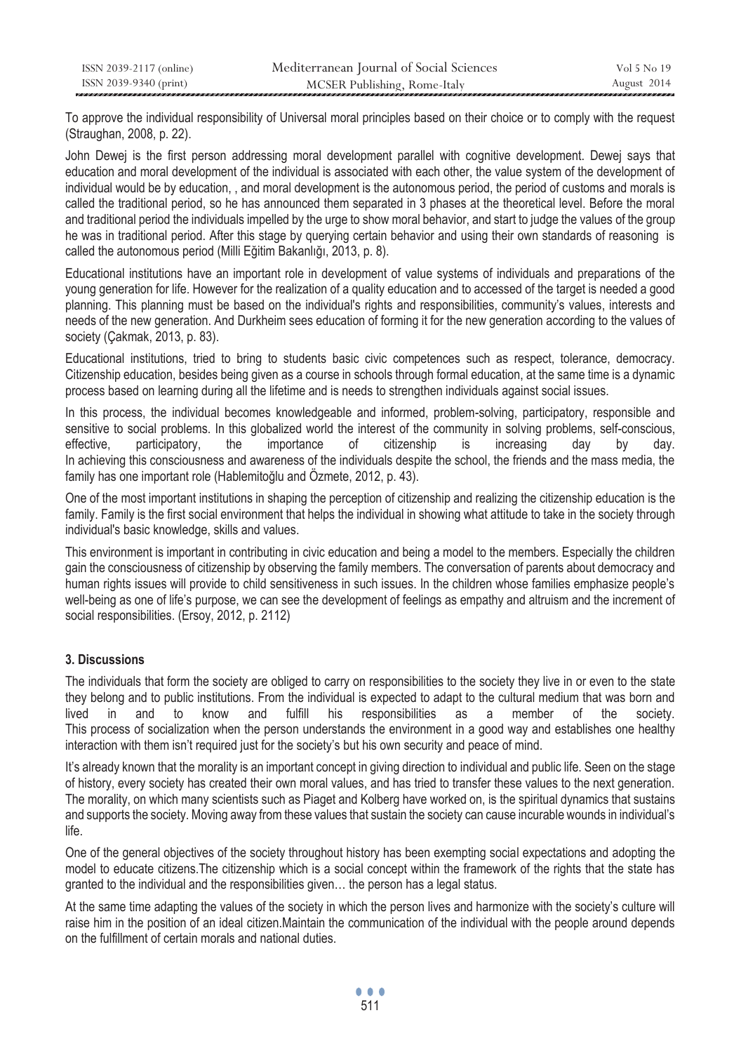To approve the individual responsibility of Universal moral principles based on their choice or to comply with the request (Straughan, 2008, p. 22).

John Dewej is the first person addressing moral development parallel with cognitive development. Dewej says that education and moral development of the individual is associated with each other, the value system of the development of individual would be by education, , and moral development is the autonomous period, the period of customs and morals is called the traditional period, so he has announced them separated in 3 phases at the theoretical level. Before the moral and traditional period the individuals impelled by the urge to show moral behavior, and start to judge the values of the group he was in traditional period. After this stage by querying certain behavior and using their own standards of reasoning is called the autonomous period (Milli Eğitim Bakanlığı, 2013, p. 8).

Educational institutions have an important role in development of value systems of individuals and preparations of the young generation for life. However for the realization of a quality education and to accessed of the target is needed a good planning. This planning must be based on the individual's rights and responsibilities, community's values, interests and needs of the new generation. And Durkheim sees education of forming it for the new generation according to the values of society (Çakmak, 2013, p. 83).

Educational institutions, tried to bring to students basic civic competences such as respect, tolerance, democracy. Citizenship education, besides being given as a course in schools through formal education, at the same time is a dynamic process based on learning during all the lifetime and is needs to strengthen individuals against social issues.

In this process, the individual becomes knowledgeable and informed, problem-solving, participatory, responsible and sensitive to social problems. In this globalized world the interest of the community in solving problems, self-conscious, effective, participatory, the importance of citizenship is increasing day by day. In achieving this consciousness and awareness of the individuals despite the school, the friends and the mass media, the family has one important role (Hablemitoğlu and Özmete, 2012, p. 43).

One of the most important institutions in shaping the perception of citizenship and realizing the citizenship education is the family. Family is the first social environment that helps the individual in showing what attitude to take in the society through individual's basic knowledge, skills and values.

This environment is important in contributing in civic education and being a model to the members. Especially the children gain the consciousness of citizenship by observing the family members. The conversation of parents about democracy and human rights issues will provide to child sensitiveness in such issues. In the children whose families emphasize people's well-being as one of life's purpose, we can see the development of feelings as empathy and altruism and the increment of social responsibilities. (Ersoy, 2012, p. 2112)

### 3. Discussions

The individuals that form the society are obliged to carry on responsibilities to the society they live in or even to the state they belong and to public institutions. From the individual is expected to adapt to the cultural medium that was born and lived in and to know and fulfill his responsibilities as a member of the society. This process of socialization when the person understands the environment in a good way and establishes one healthy interaction with them isn't required just for the society's but his own security and peace of mind.

It's already known that the morality is an important concept in giving direction to individual and public life. Seen on the stage of history, every society has created their own moral values, and has tried to transfer these values to the next generation. The morality, on which many scientists such as Piaget and Kolberg have worked on, is the spiritual dynamics that sustains and supports the society. Moving away from these values that sustain the society can cause incurable wounds in individual's life.

One of the general objectives of the society throughout history has been exempting social expectations and adopting the model to educate citizens.The citizenship which is a social concept within the framework of the rights that the state has granted to the individual and the responsibilities given… the person has a legal status.

At the same time adapting the values of the society in which the person lives and harmonize with the society's culture will raise him in the position of an ideal citizen.Maintain the communication of the individual with the people around depends on the fulfillment of certain morals and national duties.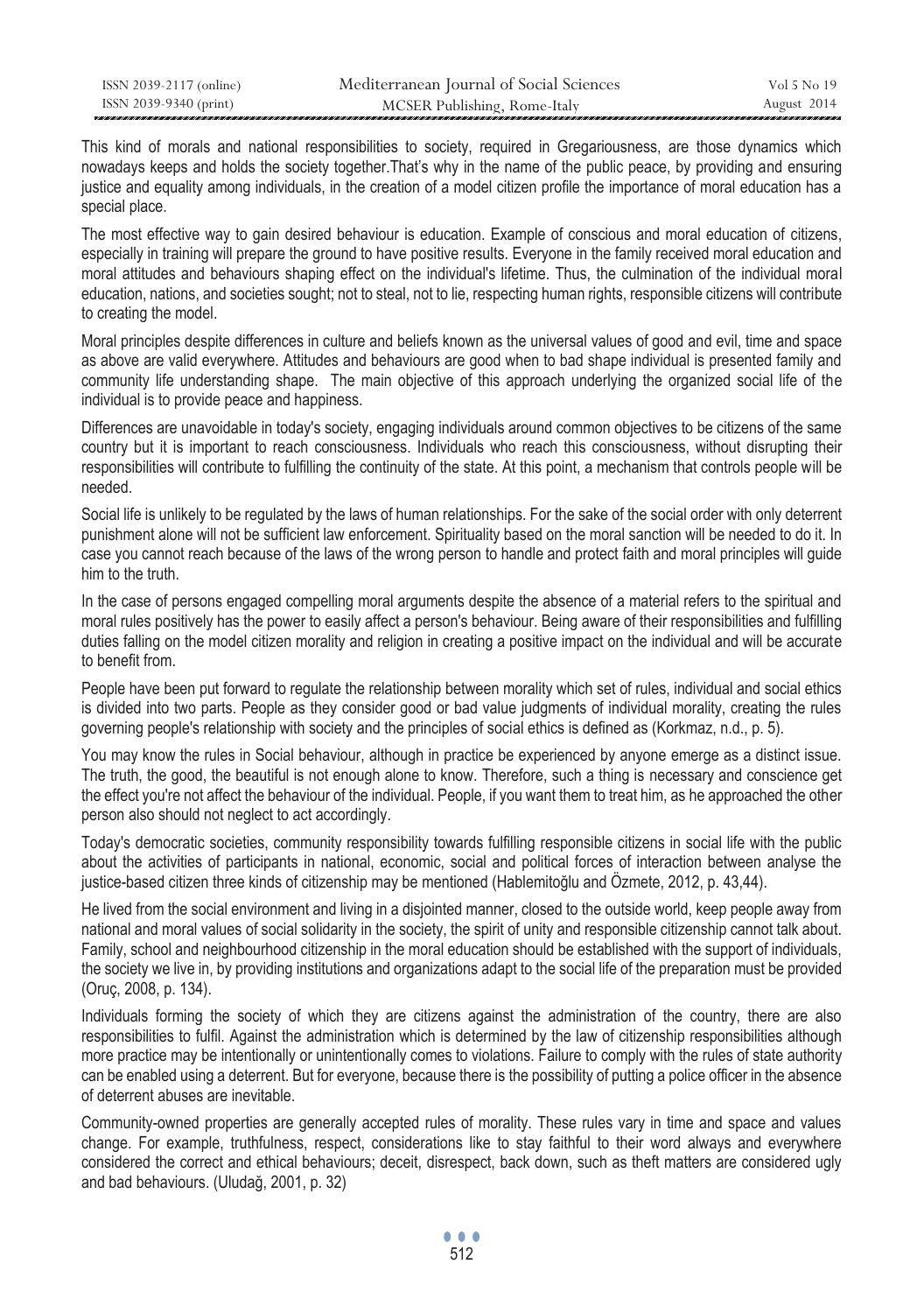This kind of morals and national responsibilities to society, required in Gregariousness, are those dynamics which nowadays keeps and holds the society together.That's why in the name of the public peace, by providing and ensuring justice and equality among individuals, in the creation of a model citizen profile the importance of moral education has a special place.

The most effective way to gain desired behaviour is education. Example of conscious and moral education of citizens, especially in training will prepare the ground to have positive results. Everyone in the family received moral education and moral attitudes and behaviours shaping effect on the individual's lifetime. Thus, the culmination of the individual moral education, nations, and societies sought; not to steal, not to lie, respecting human rights, responsible citizens will contribute to creating the model.

Moral principles despite differences in culture and beliefs known as the universal values of good and evil, time and space as above are valid everywhere. Attitudes and behaviours are good when to bad shape individual is presented family and community life understanding shape. The main objective of this approach underlying the organized social life of the individual is to provide peace and happiness.

Differences are unavoidable in today's society, engaging individuals around common objectives to be citizens of the same country but it is important to reach consciousness. Individuals who reach this consciousness, without disrupting their responsibilities will contribute to fulfilling the continuity of the state. At this point, a mechanism that controls people will be needed.

Social life is unlikely to be regulated by the laws of human relationships. For the sake of the social order with only deterrent punishment alone will not be sufficient law enforcement. Spirituality based on the moral sanction will be needed to do it. In case you cannot reach because of the laws of the wrong person to handle and protect faith and moral principles will guide him to the truth.

In the case of persons engaged compelling moral arguments despite the absence of a material refers to the spiritual and moral rules positively has the power to easily affect a person's behaviour. Being aware of their responsibilities and fulfilling duties falling on the model citizen morality and religion in creating a positive impact on the individual and will be accurate to benefit from.

People have been put forward to regulate the relationship between morality which set of rules, individual and social ethics is divided into two parts. People as they consider good or bad value judgments of individual morality, creating the rules governing people's relationship with society and the principles of social ethics is defined as (Korkmaz, n.d., p. 5).

You may know the rules in Social behaviour, although in practice be experienced by anyone emerge as a distinct issue. The truth, the good, the beautiful is not enough alone to know. Therefore, such a thing is necessary and conscience get the effect you're not affect the behaviour of the individual. People, if you want them to treat him, as he approached the other person also should not neglect to act accordingly.

Today's democratic societies, community responsibility towards fulfilling responsible citizens in social life with the public about the activities of participants in national, economic, social and political forces of interaction between analyse the justice-based citizen three kinds of citizenship may be mentioned (Hablemitoğlu and Özmete, 2012, p. 43,44).

He lived from the social environment and living in a disjointed manner, closed to the outside world, keep people away from national and moral values of social solidarity in the society, the spirit of unity and responsible citizenship cannot talk about. Family, school and neighbourhood citizenship in the moral education should be established with the support of individuals, the society we live in, by providing institutions and organizations adapt to the social life of the preparation must be provided (Oruç, 2008, p. 134).

Individuals forming the society of which they are citizens against the administration of the country, there are also responsibilities to fulfil. Against the administration which is determined by the law of citizenship responsibilities although more practice may be intentionally or unintentionally comes to violations. Failure to comply with the rules of state authority can be enabled using a deterrent. But for everyone, because there is the possibility of putting a police officer in the absence of deterrent abuses are inevitable.

Community-owned properties are generally accepted rules of morality. These rules vary in time and space and values change. For example, truthfulness, respect, considerations like to stay faithful to their word always and everywhere considered the correct and ethical behaviours; deceit, disrespect, back down, such as theft matters are considered ugly and bad behaviours. (Uludağ, 2001, p. 32)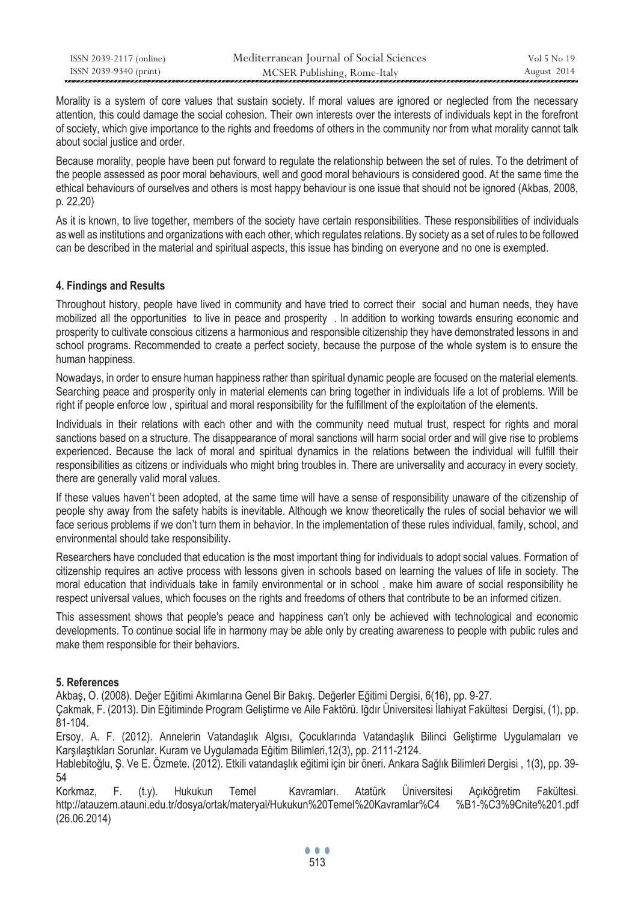Morality is a system of core values that sustain society. If moral values are ignored or neglected from the necessary attention, this could damage the social cohesion. Their own interests over the interests of individuals kept in the forefront of society, which give importance to the rights and freedoms of others in the community nor from what morality cannot talk about social justice and order.

Because morality, people have been put forward to regulate the relationship between the set of rules. To the detriment of the people assessed as poor moral behaviours, well and good moral behaviours is considered good. At the same time the ethical behaviours of ourselves and others is most happy behaviour is one issue that should not be ignored (Akbas, 2008, p. 22,20)

As it is known, to live together, members of the society have certain responsibilities. These responsibilities of individuals as well as institutions and organizations with each other, which regulates relations. By society as a set of rules to be followed can be described in the material and spiritual aspects, this issue has binding on everyone and no one is exempted.

## 4. Findings and Results

Throughout history, people have lived in community and have tried to correct their social and human needs, they have mobilized all the opportunities to live in peace and prosperity . In addition to working towards ensuring economic and prosperity to cultivate conscious citizens a harmonious and responsible citizenship they have demonstrated lessons in and school programs. Recommended to create a perfect society, because the purpose of the whole system is to ensure the human happiness.

Nowadays, in order to ensure human happiness rather than spiritual dynamic people are focused on the material elements. Searching peace and prosperity only in material elements can bring together in individuals life a lot of problems. Will be right if people enforce low , spiritual and moral responsibility for the fulfillment of the exploitation of the elements.

Individuals in their relations with each other and with the community need mutual trust, respect for rights and moral sanctions based on a structure. The disappearance of moral sanctions will harm social order and will give rise to problems experienced. Because the lack of moral and spiritual dynamics in the relations between the individual will fulfill their responsibilities as citizens or individuals who might bring troubles in. There are universality and accuracy in every society, there are generally valid moral values.

If these values haven't been adopted, at the same time will have a sense of responsibility unaware of the citizenship of people shy away from the safety habits is inevitable. Although we know theoretically the rules of social behavior we will face serious problems if we don't turn them in behavior. In the implementation of these rules individual, family, school, and environmental should take responsibility.

Researchers have concluded that education is the most important thing for individuals to adopt social values. Formation of citizenship requires an active process with lessons given in schools based on learning the values of life in society. The moral education that individuals take in family environmental or in school , make him aware of social responsibility he respect universal values, which focuses on the rights and freedoms of others that contribute to be an informed citizen.

This assessment shows that people's peace and happiness can't only be achieved with technological and economic developments. To continue social life in harmony may be able only by creating awareness to people with public rules and make them responsible for their behaviors.

## 5. References

Akbaş, O. (2008). Değer Eğitimi Akımlarına Genel Bir Bakış. Değerler Eğitimi Dergisi, 6(16), pp. 9-27.

Çakmak, F. (2013). Din Eğitiminde Program Geliştirme ve Aile Faktörü. Iğdır Üniversitesi İlahiyat Fakültesi Dergisi, (1), pp. 81-104.

Ersoy, A. F. (2012). Annelerin Vatandaşlık Algısı, Çocuklarında Vatandaşlık Bilinci Geliştirme Uygulamaları ve Karşılaştıkları Sorunlar. Kuram ve Uygulamada Eğitim Bilimleri,12(3), pp. 2111-2124.

Hablebitoğlu, Ş. Ve E. Özmete. (2012). Etkili vatandaşlık eğitimi için bir öneri. Ankara Sağlık Bilimleri Dergisi , 1(3), pp. 39-54

Korkmaz, F. (t.y). Hukukun Temel Kavramları. Atatürk Üniversitesi Açıköğretim Fakültesi. http://atauzem.atauni.edu.tr/dosya/ortak/materyal/Hukukun%20Temel%20Kavramlar%C4 %B1-%C3%9Cnite%201.pdf (26.06.2014)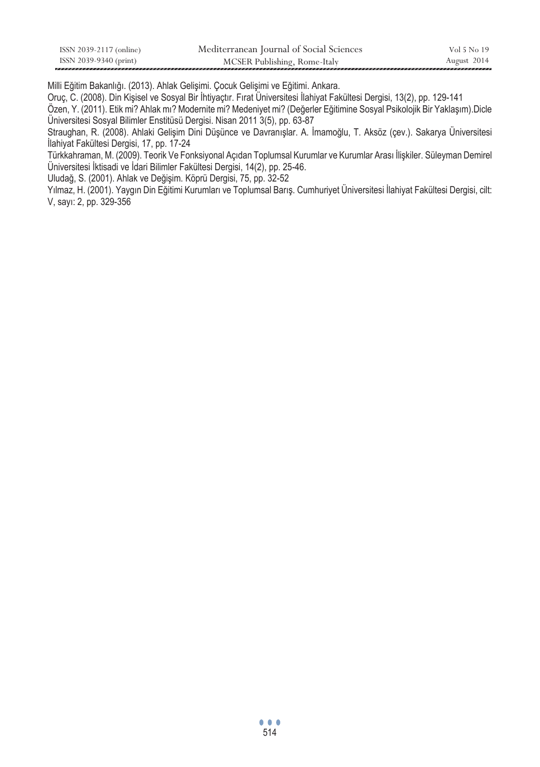Milli Eğitim Bakanlığı. (2013). Ahlak Gelişimi. Çocuk Gelişimi ve Eğitimi. Ankara.

Oruç, C. (2008). Din Kişisel ve Sosyal Bir İhtiyaçtır. Fırat Üniversitesi İlahiyat Fakültesi Dergisi, 13(2), pp. 129-141

Özen, Y. (2011). Etik mi? Ahlak mı? Modernite mi? Medeniyet mi? (Değerler Eğitimine Sosyal Psikolojik Bir Yaklaşım).Dicle Üniversitesi Sosyal Bilimler Enstitüsü Dergisi. Nisan 2011 3(5), pp. 63-87

Straughan, R. (2008). Ahlaki Gelişim Dini Düşünce ve Davranışlar. A. İmamoğlu, T. Aksöz (çev.). Sakarya Üniversitesi İlahiyat Fakültesi Dergisi, 17, pp. 17-24

Türkkahraman, M. (2009). Teorik Ve Fonksiyonal Açıdan Toplumsal Kurumlar ve Kurumlar Arası İlişkiler. Süleyman Demirel Üniversitesi İktisadi ve İdari Bilimler Fakültesi Dergisi, 14(2), pp. 25-46.

Uludağ, S. (2001). Ahlak ve Değişim. Köprü Dergisi, 75, pp. 32-52

Yılmaz, H. (2001). Yaygın Din Eğitimi Kurumları ve Toplumsal Barış. Cumhuriyet Üniversitesi İlahiyat Fakültesi Dergisi, cilt: V, sayı: 2, pp. 329-356